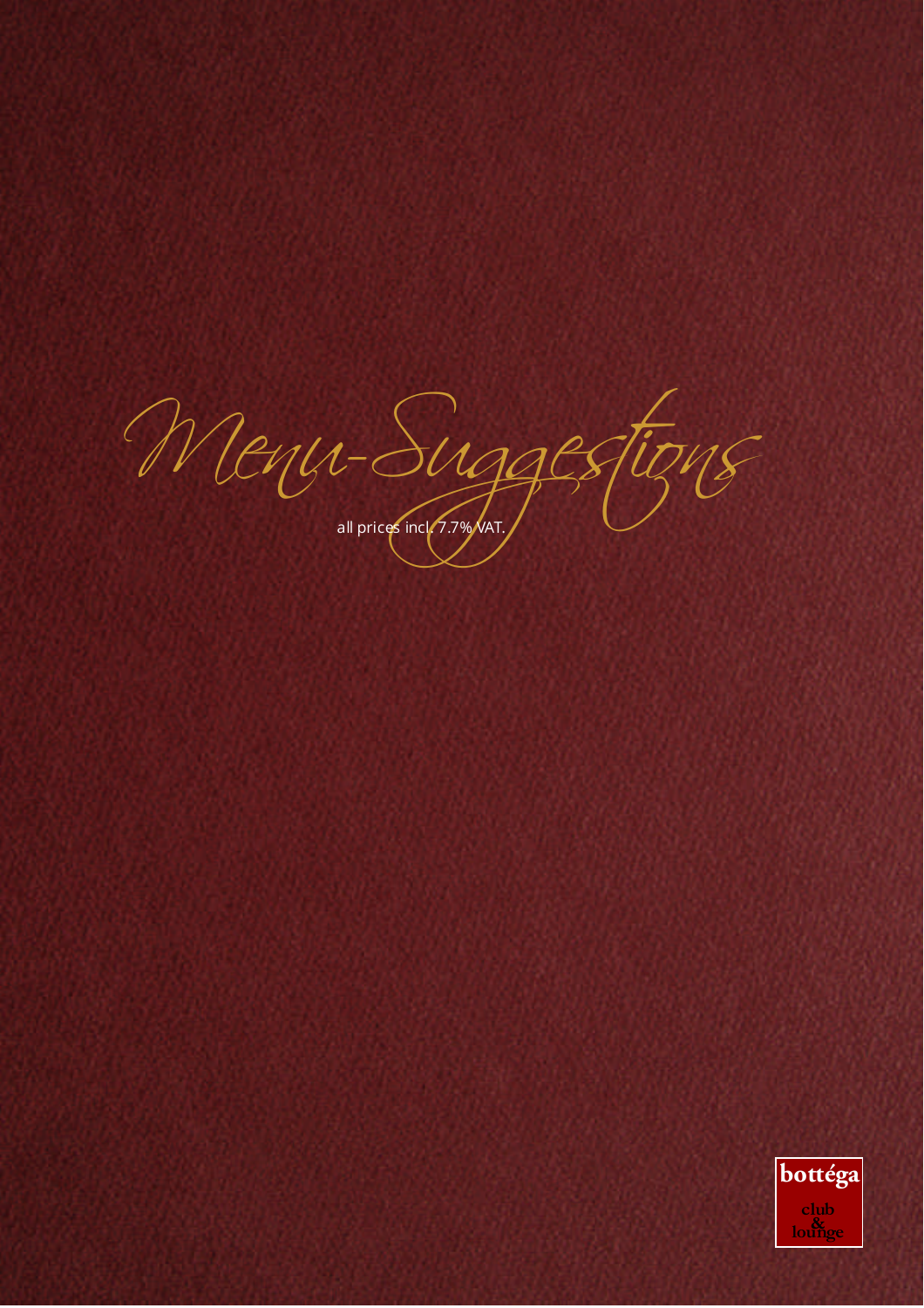# Menu-Suggestions

all prices incl. 7.7% VAT.

**bottéga**

club & lounge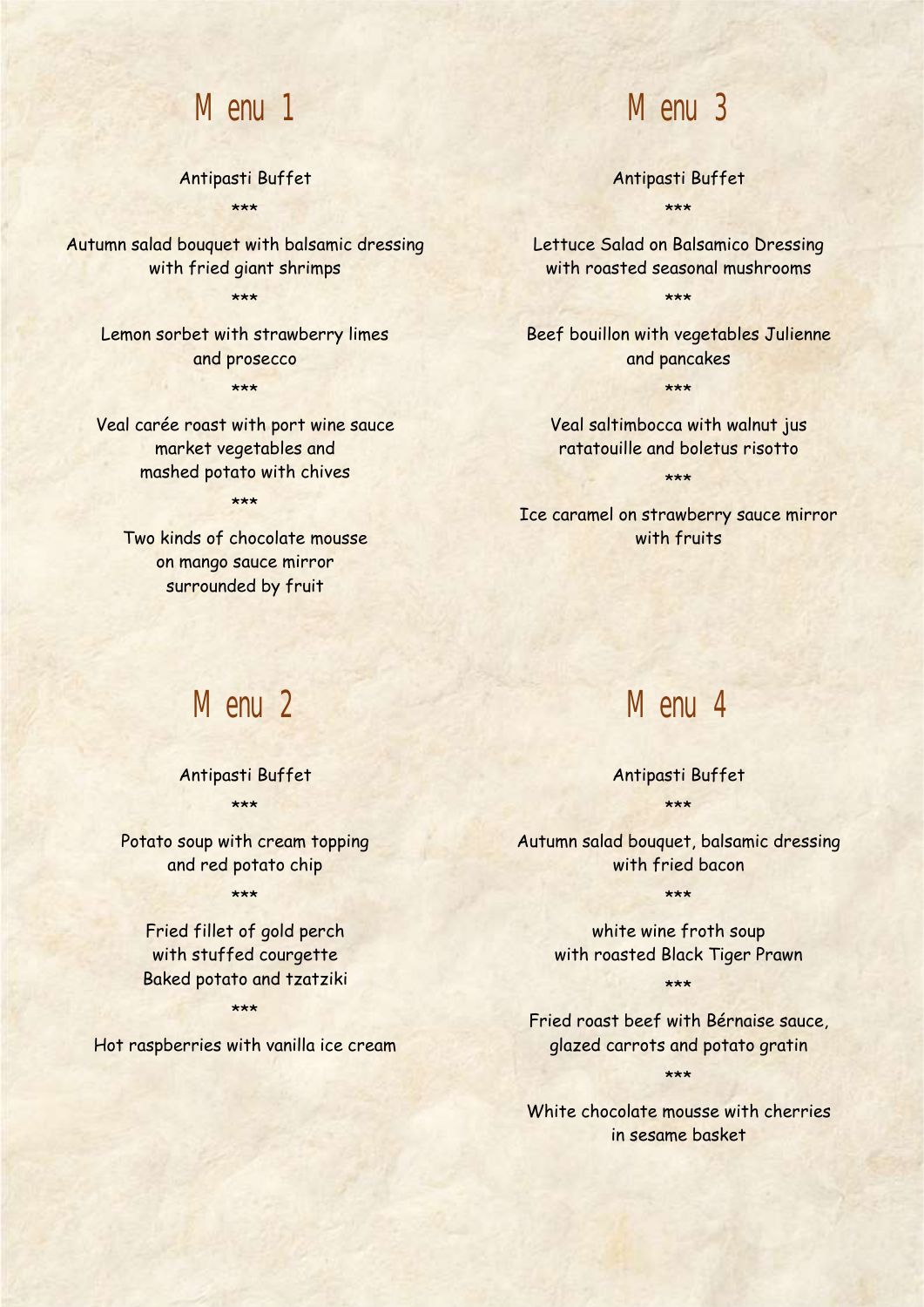## Menu 1

Antipasti Buffet

***

Autumn salad bouquet with balsamic dressing
with fried giant shrimps

***

Lemon sorbet with strawberry limes
and prosecco

***

Veal carée roast with port wine sauce
market vegetables and
mashed potato with chives

***

Two kinds of chocolate mousse
on mango sauce mirror
surrounded by fruit

## Menu 2

Antipasti Buffet

***

Potato soup with cream topping
and red potato chip

***

Fried fillet of gold perch
with stuffed courgette
Baked potato and tzatziki

***

Hot raspberries with vanilla ice cream

## Menu 3

Antipasti Buffet

***

Lettuce Salad on Balsamico Dressing
with roasted seasonal mushrooms

***

Beef bouillon with vegetables Julienne
and pancakes

***

Veal saltimbocca with walnut jus
ratatouille and boletus risotto

***

Ice caramel on strawberry sauce mirror
with fruits

## Menu 4

Antipasti Buffet

***

Autumn salad bouquet, balsamic dressing
with fried bacon

***

white wine froth soup
with roasted Black Tiger Prawn

***

Fried roast beef with Bérnaise sauce,
glazed carrots and potato gratin

***

White chocolate mousse with cherries
in sesame basket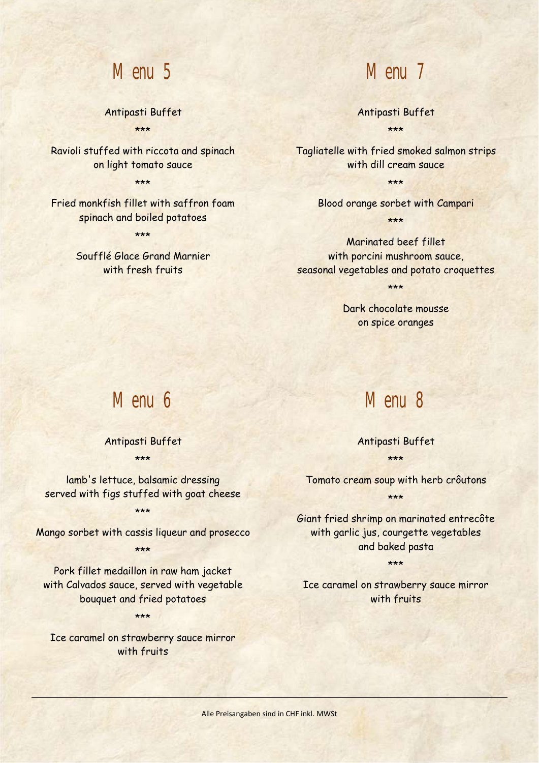## Menu 5

Antipasti Buffet

***

Ravioli stuffed with riccota and spinach
on light tomato sauce

***

Fried monkfish fillet with saffron foam
spinach and boiled potatoes

***

Soufflé Glace Grand Marnier
with fresh fruits

## Menu 6

Antipasti Buffet

***

lamb's lettuce, balsamic dressing
served with figs stuffed with goat cheese

***

Mango sorbet with cassis liqueur and prosecco

***

Pork fillet medaillon in raw ham jacket
with Calvados sauce, served with vegetable
bouquet and fried potatoes

***

Ice caramel on strawberry sauce mirror
with fruits

## Menu 7

Antipasti Buffet

***

Tagliatelle with fried smoked salmon strips
with dill cream sauce

***

Blood orange sorbet with Campari

***

Marinated beef fillet
with porcini mushroom sauce,
seasonal vegetables and potato croquettes

***

Dark chocolate mousse
on spice oranges

## Menu 8

Antipasti Buffet

***

Tomato cream soup with herb croûtons

***

Giant fried shrimp on marinated entrecôte
with garlic jus, courgette vegetables
and baked pasta

***

Ice caramel on strawberry sauce mirror
with fruits

Alle Preisangaben sind in CHF inkl. MWSt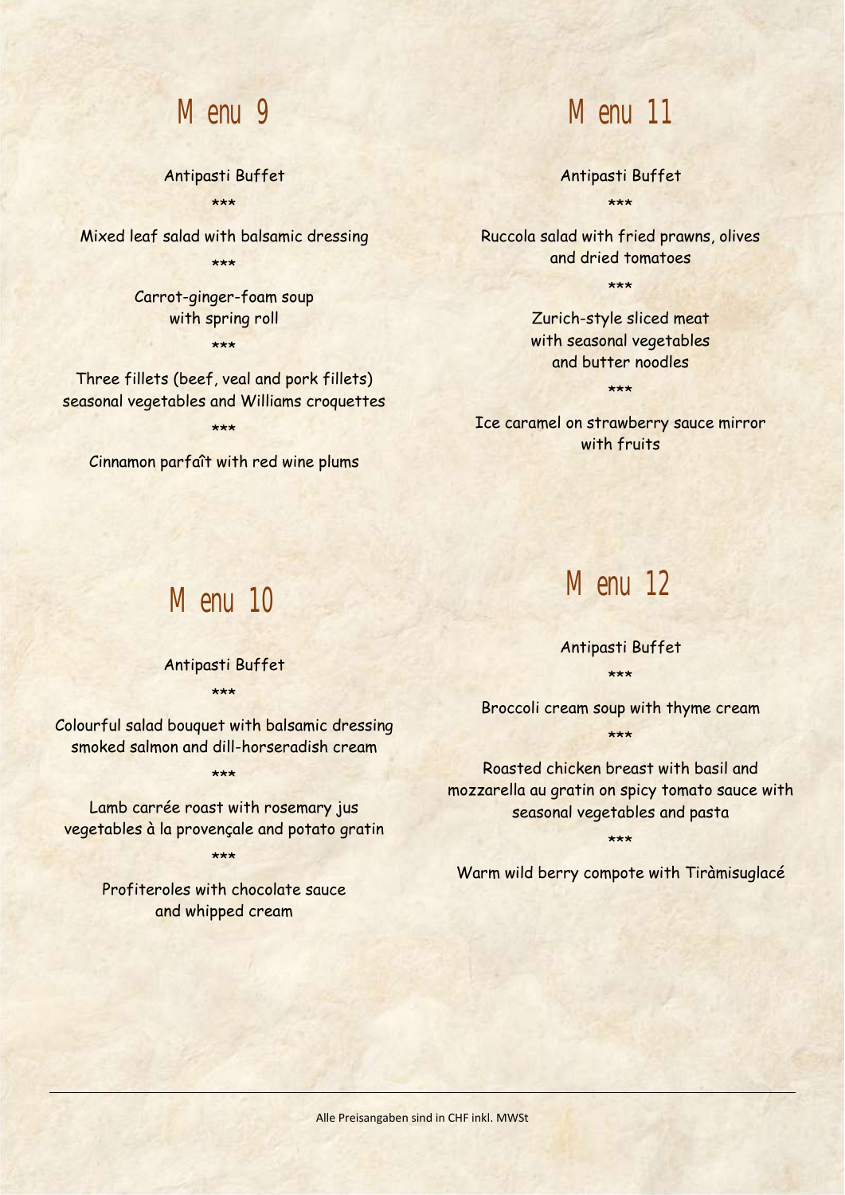# Menu 9

Antipasti Buffet

***

Mixed leaf salad with balsamic dressing

***

Carrot-ginger-foam soup
with spring roll

***

Three fillets (beef, veal and pork fillets)
seasonal vegetables and Williams croquettes

***

Cinnamon parfaît with red wine plums

# Menu 10

Antipasti Buffet

***

Colourful salad bouquet with balsamic dressing
smoked salmon and dill-horseradish cream

***

Lamb carrée roast with rosemary jus
vegetables à la provençale and potato gratin

***

Profiteroles with chocolate sauce
and whipped cream

# Menu 11

Antipasti Buffet

***

Ruccola salad with fried prawns, olives
and dried tomatoes

***

Zurich-style sliced meat
with seasonal vegetables
and butter noodles

***

Ice caramel on strawberry sauce mirror
with fruits

# Menu 12

Antipasti Buffet

***

Broccoli cream soup with thyme cream

***

Roasted chicken breast with basil and
mozzarella au gratin on spicy tomato sauce with
seasonal vegetables and pasta

***

Warm wild berry compote with Tiràmisuglacé

Alle Preisangaben sind in CHF inkl. MWSt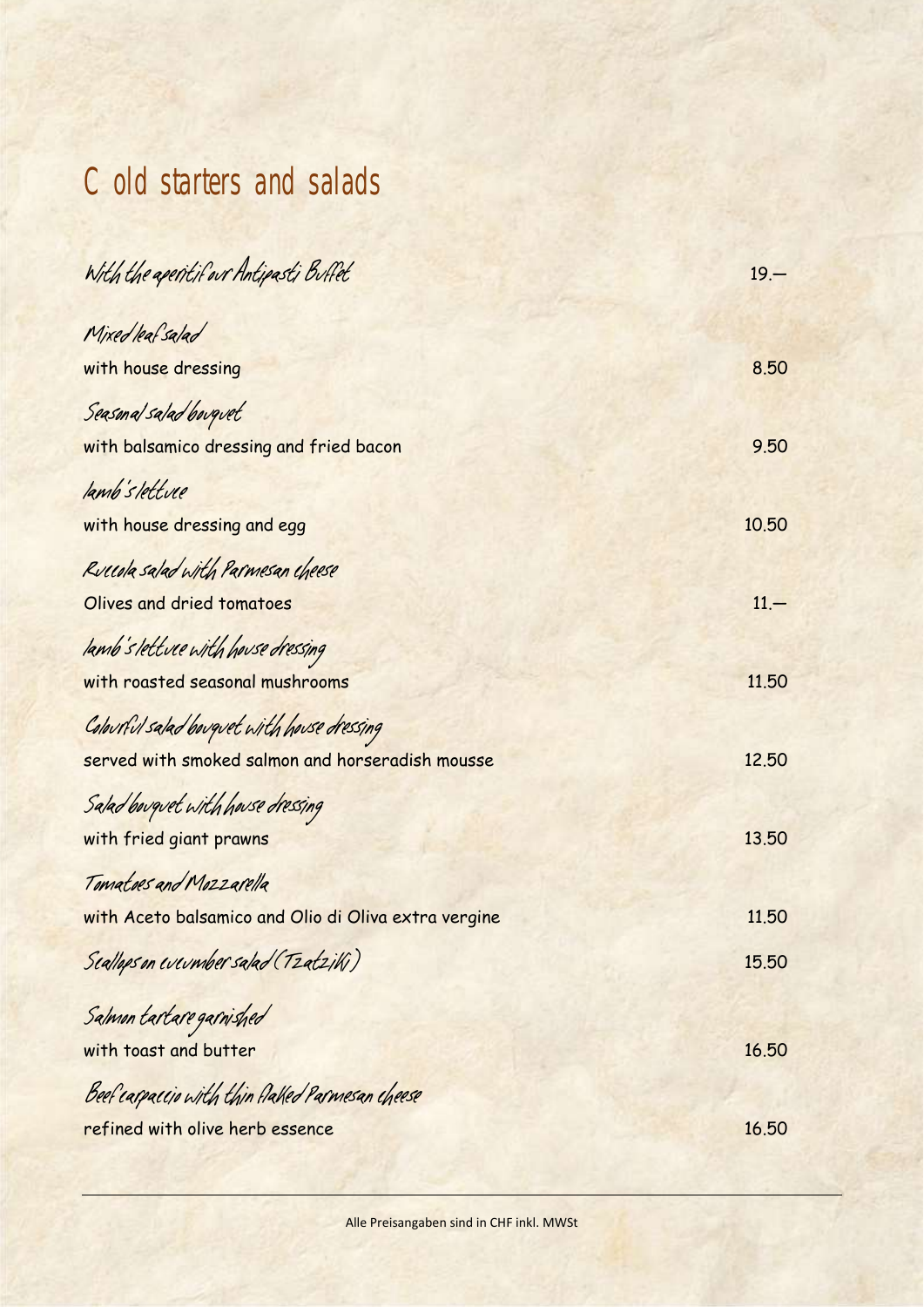# Cold starters and salads

**With the aperitif our Antipasti Buffet** 19.–

**Mixed leaf salad**
with house dressing 8.50

**Seasonal salad bouquet**
with balsamico dressing and fried bacon 9.50

**lamb's lettuce**
with house dressing and egg 10.50

**Ruccola salad with Parmesan cheese**
Olives and dried tomatoes 11.–

**lamb's lettuce with house dressing**
with roasted seasonal mushrooms 11.50

**Colourful salad bouquet with house dressing**
served with smoked salmon and horseradish mousse 12.50

**Salad bouquet with house dressing**
with fried giant prawns 13.50

**Tomatoes and Mozzarella**
with Aceto balsamico and Olio di Oliva extra vergine 11.50

**Scallops on cucumber salad (Tzatziki)** 15.50

**Salmon tartare garnished**
with toast and butter 16.50

**Beef carpaccio with thin flaked Parmesan cheese**
refined with olive herb essence 16.50

Alle Preisangaben sind in CHF inkl. MWSt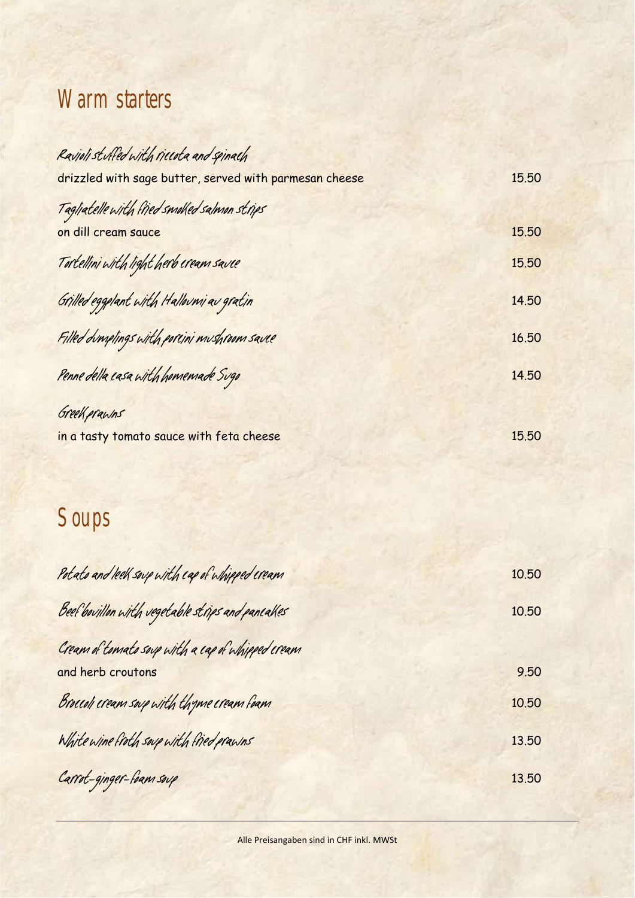# Warm starters

| | |
|---|---|
| *Ravioli stuffed with ricotta and spinach*<br>drizzled with sage butter, served with parmesan cheese | 15.50 |
| *Tagliatelle with fried smoked salmon strips*<br>on dill cream sauce | 15.50 |
| *Tortellini with light herb cream sauce* | 15.50 |
| *Grilled eggplant with Halloumi au gratin* | 14.50 |
| *Filled dumplings with porcini mushroom sauce* | 16.50 |
| *Penne della casa with homemade Sugo* | 14.50 |
| *Greek prawns*<br>in a tasty tomato sauce with feta cheese | 15.50 |

# Soups

| | |
|---|---|
| *Potato and leek soup with cap of whipped cream* | 10.50 |
| *Beef bouillon with vegetable strips and pancakes* | 10.50 |
| *Cream of tomato soup with a cap of whipped cream*<br>and herb croutons | 9.50 |
| *Broccoli cream soup with thyme cream foam* | 10.50 |
| *White wine froth soup with fried prawns* | 13.50 |
| *Carrot-ginger-foam soup* | 13.50 |

Alle Preisangaben sind in CHF inkl. MWSt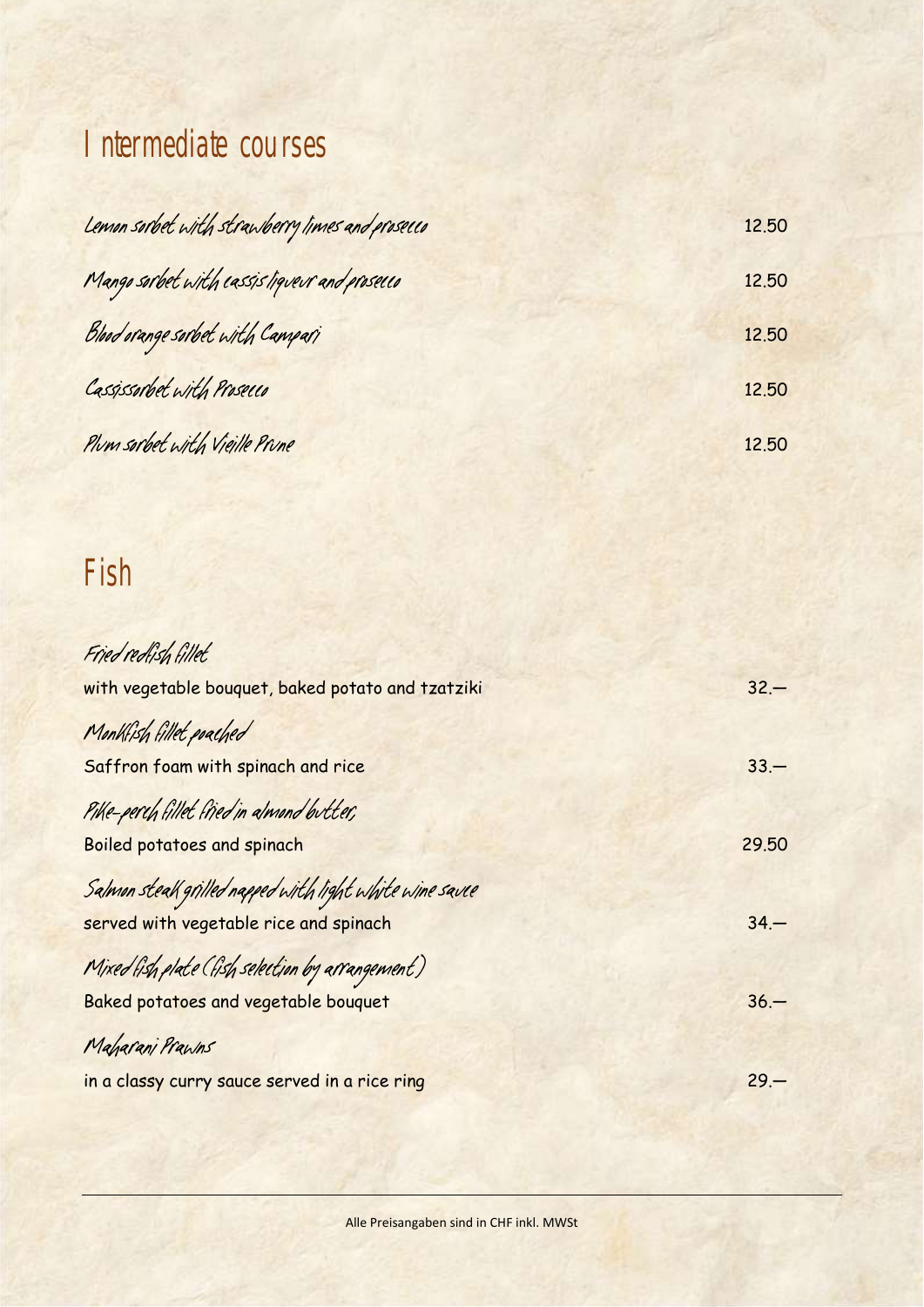# Intermediate courses

| | |
|---|---|
| Lemon sorbet with strawberry limes and prosecco | 12.50 |
| Mango sorbet with cassis liqueur and prosecco | 12.50 |
| Blood orange sorbet with Campari | 12.50 |
| Cassissorbet with Prosecco | 12.50 |
| Plum sorbet with Vieille Prune | 12.50 |

# Fish

| | |
|---|---|
| *Fried redfish fillet*<br>with vegetable bouquet, baked potato and tzatziki | 32.— |
| *Monkfish fillet poached*<br>Saffron foam with spinach and rice | 33.— |
| *Pike-perch fillet fried in almond butter,*<br>Boiled potatoes and spinach | 29.50 |
| *Salmon steak grilled napped with light white wine sauce*<br>served with vegetable rice and spinach | 34.— |
| *Mixed fish plate (fish selection by arrangement)*<br>Baked potatoes and vegetable bouquet | 36.— |
| *Maharani Prawns*<br>in a classy curry sauce served in a rice ring | 29.— |

Alle Preisangaben sind in CHF inkl. MWSt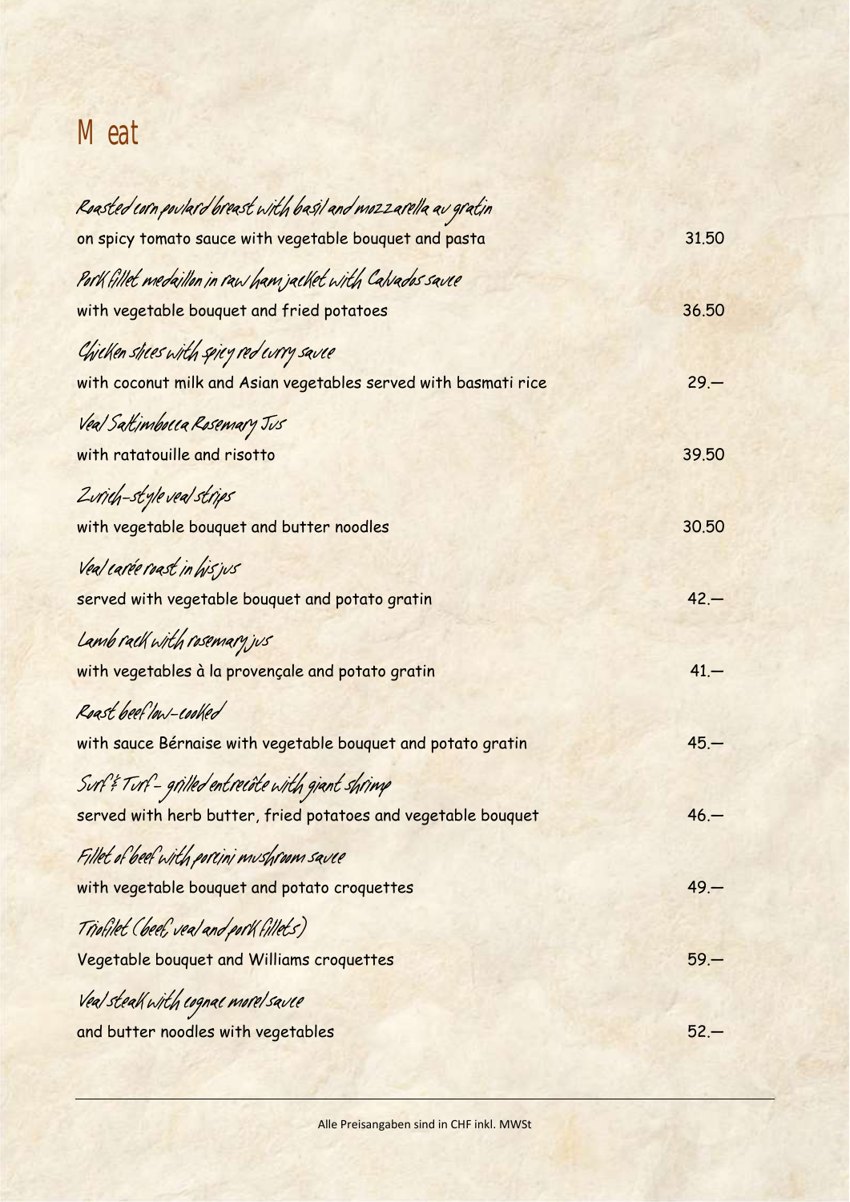# Meat

*Roasted corn poulard breast with basil and mozzarella au gratin*
on spicy tomato sauce with vegetable bouquet and pasta — 31.50

*Pork fillet medaillon in raw ham jacket with Calvados sauce*
with vegetable bouquet and fried potatoes — 36.50

*Chicken slices with spicy red curry sauce*
with coconut milk and Asian vegetables served with basmati rice — 29.—

*Veal Saltimbocca Rosemary Jus*
with ratatouille and risotto — 39.50

*Zurich-style veal strips*
with vegetable bouquet and butter noodles — 30.50

*Veal carée roast in his jus*
served with vegetable bouquet and potato gratin — 42.—

*Lamb rack with rosemary jus*
with vegetables à la provençale and potato gratin — 41.—

*Roast beef low-cooked*
with sauce Bérnaise with vegetable bouquet and potato gratin — 45.—

*Surf & Turf – grilled entrecôte with giant shrimp*
served with herb butter, fried potatoes and vegetable bouquet — 46.—

*Fillet of beef with porcini mushroom sauce*
with vegetable bouquet and potato croquettes — 49.—

*Triofilet (beef, veal and pork fillets)*
Vegetable bouquet and Williams croquettes — 59.—

*Veal steak with cognac morel sauce*
and butter noodles with vegetables — 52.—

Alle Preisangaben sind in CHF inkl. MWSt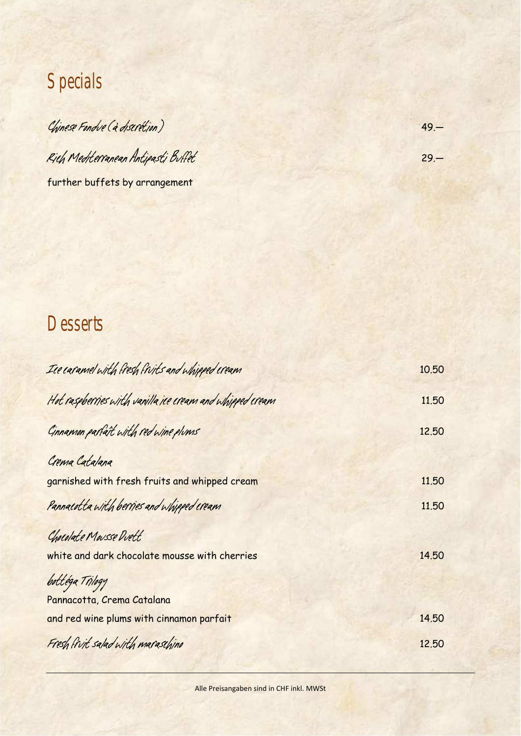# Specials

Chinese Fondue (à discrétion) 49.—

Rich Mediterranean Antipasti Buffet 29.—

further buffets by arrangement

# Desserts

Ice caramel with fresh fruits and whipped cream 10.50

Hot raspberries with vanilla ice cream and whipped cream 11.50

Cinnamon parfait with red wine plums 12.50

Crema Catalana
garnished with fresh fruits and whipped cream 11.50

Pannacotta with berries and whipped cream 11.50

Chocolate Mousse Duett
white and dark chocolate mousse with cherries 14.50

bottéga Trilogy
Pannacotta, Crema Catalana
and red wine plums with cinnamon parfait 14.50

Fresh fruit salad with maraschino 12.50

Alle Preisangaben sind in CHF inkl. MWSt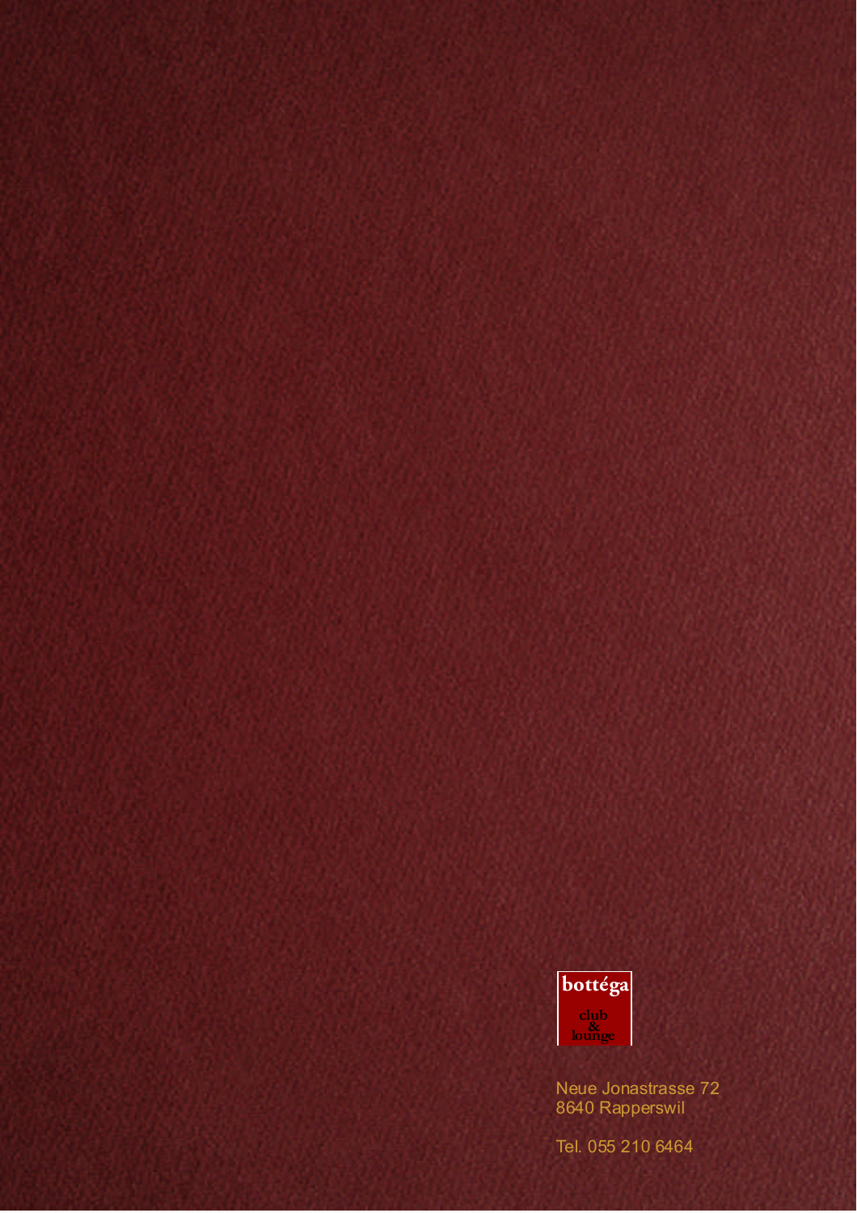bottéga

club
&
lounge

Neue Jonastrasse 72
8640 Rapperswil

Tel. 055 210 6464